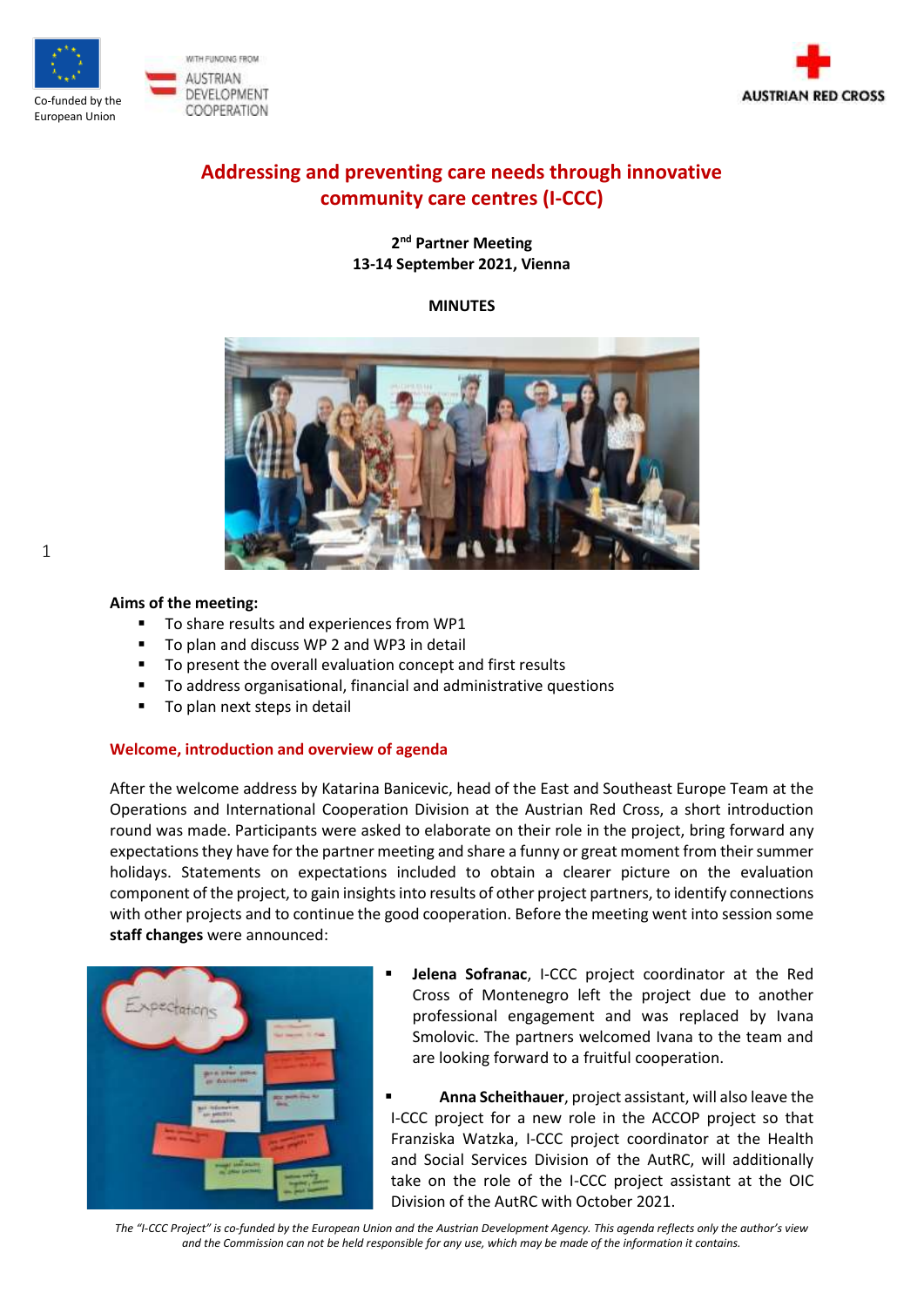Co-funded by the European Union

WITH FUNDING FROM AUSTRIAN DEVELOPMENT COOPERATION

AUSTRIAN RED CROSS

# Addressing and preventing care needs through innovative community care centres (I-CCC)

**2nd Partner Meeting**
**13-14 September 2021, Vienna**

**MINUTES**

**Aims of the meeting:**

- To share results and experiences from WP1
- To plan and discuss WP 2 and WP3 in detail
- To present the overall evaluation concept and first results
- To address organisational, financial and administrative questions
- To plan next steps in detail

## Welcome, introduction and overview of agenda

After the welcome address by Katarina Banicevic, head of the East and Southeast Europe Team at the Operations and International Cooperation Division at the Austrian Red Cross, a short introduction round was made. Participants were asked to elaborate on their role in the project, bring forward any expectations they have for the partner meeting and share a funny or great moment from their summer holidays. Statements on expectations included to obtain a clearer picture on the evaluation component of the project, to gain insights into results of other project partners, to identify connections with other projects and to continue the good cooperation. Before the meeting went into session some **staff changes** were announced:

- **Jelena Sofranac**, I-CCC project coordinator at the Red Cross of Montenegro left the project due to another professional engagement and was replaced by Ivana Smolovic. The partners welcomed Ivana to the team and are looking forward to a fruitful cooperation.
- **Anna Scheithauer**, project assistant, will also leave the I-CCC project for a new role in the ACCOP project so that Franziska Watzka, I-CCC project coordinator at the Health and Social Services Division of the AutRC, will additionally take on the role of the I-CCC project assistant at the OIC Division of the AutRC with October 2021.

*The "I-CCC Project" is co-funded by the European Union and the Austrian Development Agency. This agenda reflects only the author's view and the Commission can not be held responsible for any use, which may be made of the information it contains.*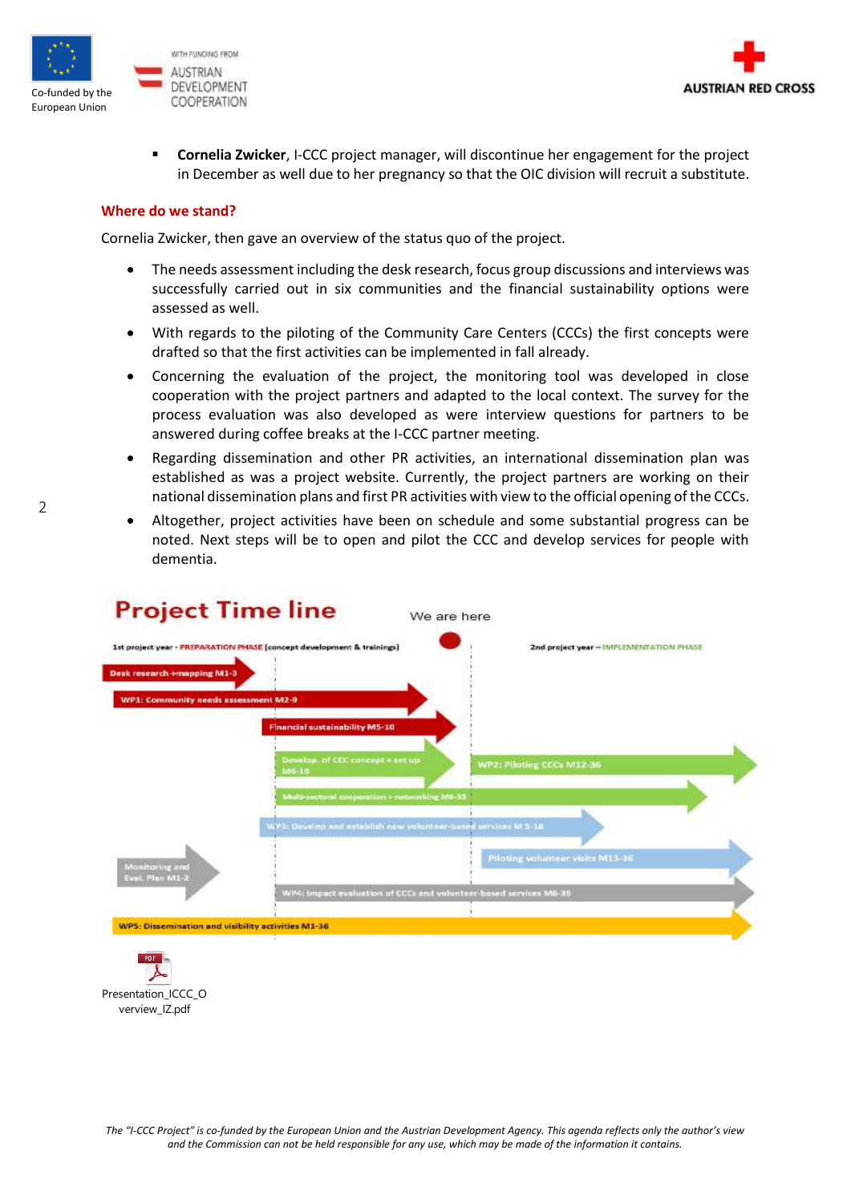- **Cornelia Zwicker**, I-CCC project manager, will discontinue her engagement for the project in December as well due to her pregnancy so that the OIC division will recruit a substitute.

## Where do we stand?

Cornelia Zwicker, then gave an overview of the status quo of the project.

- The needs assessment including the desk research, focus group discussions and interviews was successfully carried out in six communities and the financial sustainability options were assessed as well.
- With regards to the piloting of the Community Care Centers (CCCs) the first concepts were drafted so that the first activities can be implemented in fall already.
- Concerning the evaluation of the project, the monitoring tool was developed in close cooperation with the project partners and adapted to the local context. The survey for the process evaluation was also developed as were interview questions for partners to be answered during coffee breaks at the I-CCC partner meeting.
- Regarding dissemination and other PR activities, an international dissemination plan was established as was a project website. Currently, the project partners are working on their national dissemination plans and first PR activities with view to the official opening of the CCCs.
- Altogether, project activities have been on schedule and some substantial progress can be noted. Next steps will be to open and pilot the CCC and develop services for people with dementia.

**Project Time line**

We are here

1st project year - PREPARATION PHASE (concept development & trainings)

2nd project year – IMPLEMENTATION PHASE

- Desk research +mapping M1-3
- WP1: Community needs assessment M2-9
- Financial sustainability M5-10
- Develop. of CCC concept + set up M6-10
- WP2: Piloting CCCs M12-36
- Multi-sectoral cooperation + networking M6-33
- WP3: Develop and establish new volunteer-based services M 5-18
- Piloting volunteer visits M13-36
- Monitoring and Eval. Plan M1-2
- WP4: Impact evaluation of CCCs and volunteer-based services M6-35
- WP5: Dissemination and visibility activities M1-36

Presentation_ICCC_Overview_IZ.pdf

*The "I-CCC Project" is co-funded by the European Union and the Austrian Development Agency. This agenda reflects only the author's view and the Commission can not be held responsible for any use, which may be made of the information it contains.*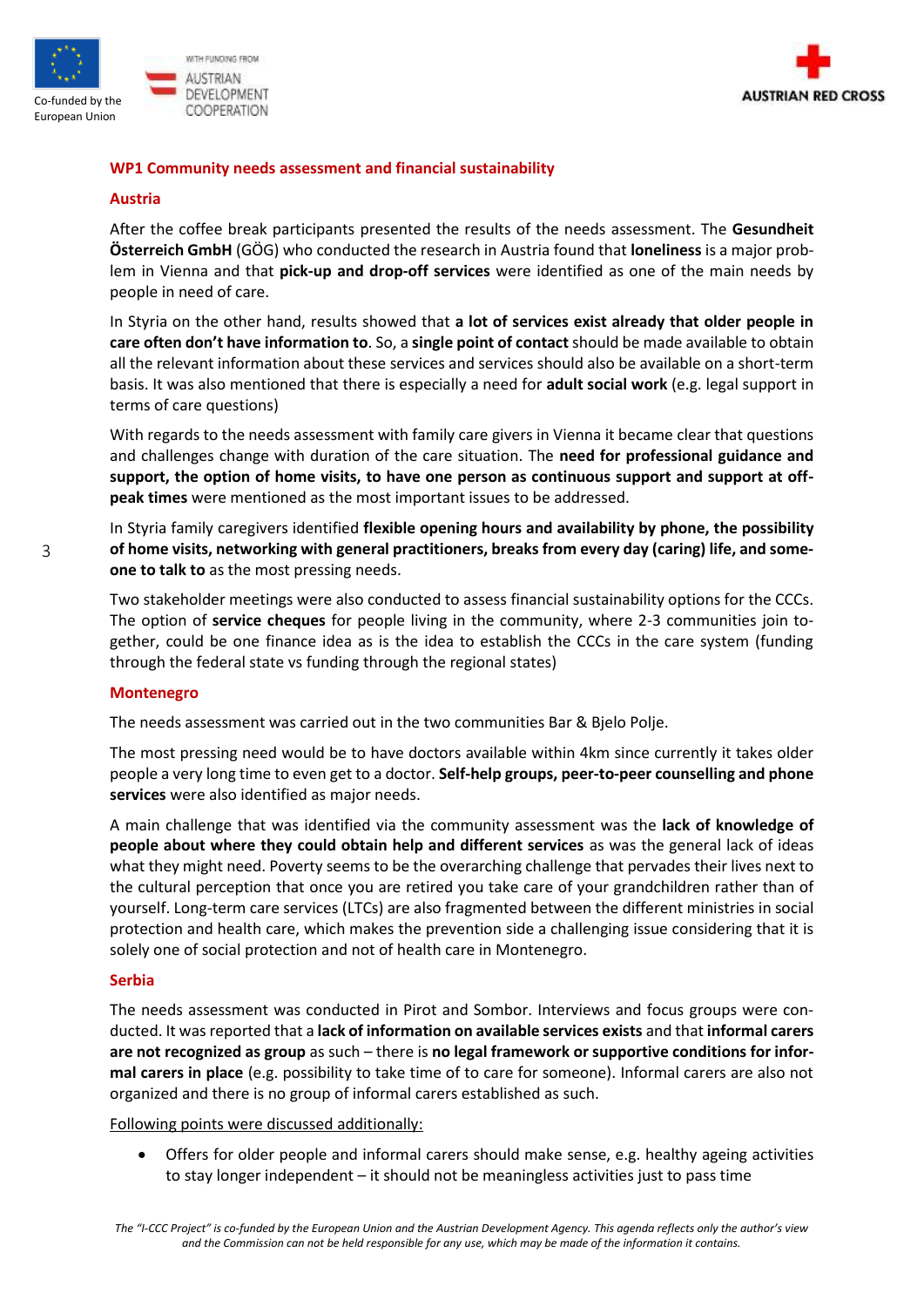## WP1 Community needs assessment and financial sustainability

### Austria

After the coffee break participants presented the results of the needs assessment. The **Gesundheit Österreich GmbH** (GÖG) who conducted the research in Austria found that **loneliness** is a major problem in Vienna and that **pick-up and drop-off services** were identified as one of the main needs by people in need of care.

In Styria on the other hand, results showed that **a lot of services exist already that older people in care often don't have information to**. So, a **single point of contact** should be made available to obtain all the relevant information about these services and services should also be available on a short-term basis. It was also mentioned that there is especially a need for **adult social work** (e.g. legal support in terms of care questions)

With regards to the needs assessment with family care givers in Vienna it became clear that questions and challenges change with duration of the care situation. The **need for professional guidance and support, the option of home visits, to have one person as continuous support and support at off-peak times** were mentioned as the most important issues to be addressed.

In Styria family caregivers identified **flexible opening hours and availability by phone, the possibility of home visits, networking with general practitioners, breaks from every day (caring) life, and someone to talk to** as the most pressing needs.

Two stakeholder meetings were also conducted to assess financial sustainability options for the CCCs. The option of **service cheques** for people living in the community, where 2-3 communities join together, could be one finance idea as is the idea to establish the CCCs in the care system (funding through the federal state vs funding through the regional states)

### Montenegro

The needs assessment was carried out in the two communities Bar & Bjelo Polje.

The most pressing need would be to have doctors available within 4km since currently it takes older people a very long time to even get to a doctor. **Self-help groups, peer-to-peer counselling and phone services** were also identified as major needs.

A main challenge that was identified via the community assessment was the **lack of knowledge of people about where they could obtain help and different services** as was the general lack of ideas what they might need. Poverty seems to be the overarching challenge that pervades their lives next to the cultural perception that once you are retired you take care of your grandchildren rather than of yourself. Long-term care services (LTCs) are also fragmented between the different ministries in social protection and health care, which makes the prevention side a challenging issue considering that it is solely one of social protection and not of health care in Montenegro.

### Serbia

The needs assessment was conducted in Pirot and Sombor. Interviews and focus groups were conducted. It was reported that a **lack of information on available services exists** and that **informal carers are not recognized as group** as such – there is **no legal framework or supportive conditions for informal carers in place** (e.g. possibility to take time of to care for someone). Informal carers are also not organized and there is no group of informal carers established as such.

<u>Following points were discussed additionally:</u>

- Offers for older people and informal carers should make sense, e.g. healthy ageing activities to stay longer independent – it should not be meaningless activities just to pass time

*The "I-CCC Project" is co-funded by the European Union and the Austrian Development Agency. This agenda reflects only the author's view and the Commission can not be held responsible for any use, which may be made of the information it contains.*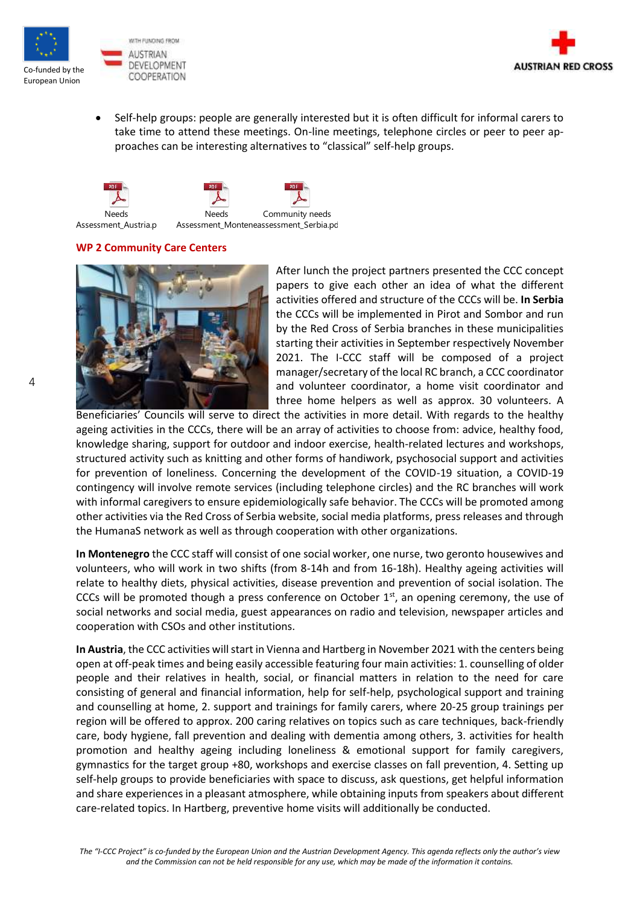- Self-help groups: people are generally interested but it is often difficult for informal carers to take time to attend these meetings. On-line meetings, telephone circles or peer to peer approaches can be interesting alternatives to "classical" self-help groups.

Needs Assessment_Austria.p Needs Assessment_Monteneassessment_Serbia.pd Community needs

### WP 2 Community Care Centers

After lunch the project partners presented the CCC concept papers to give each other an idea of what the different activities offered and structure of the CCCs will be. **In Serbia** the CCCs will be implemented in Pirot and Sombor and run by the Red Cross of Serbia branches in these municipalities starting their activities in September respectively November 2021. The I-CCC staff will be composed of a project manager/secretary of the local RC branch, a CCC coordinator and volunteer coordinator, a home visit coordinator and three home helpers as well as approx. 30 volunteers. A Beneficiaries' Councils will serve to direct the activities in more detail. With regards to the healthy ageing activities in the CCCs, there will be an array of activities to choose from: advice, healthy food, knowledge sharing, support for outdoor and indoor exercise, health-related lectures and workshops, structured activity such as knitting and other forms of handiwork, psychosocial support and activities for prevention of loneliness. Concerning the development of the COVID-19 situation, a COVID-19 contingency will involve remote services (including telephone circles) and the RC branches will work with informal caregivers to ensure epidemiologically safe behavior. The CCCs will be promoted among other activities via the Red Cross of Serbia website, social media platforms, press releases and through the HumanaS network as well as through cooperation with other organizations.

**In Montenegro** the CCC staff will consist of one social worker, one nurse, two geronto housewives and volunteers, who will work in two shifts (from 8-14h and from 16-18h). Healthy ageing activities will relate to healthy diets, physical activities, disease prevention and prevention of social isolation. The CCCs will be promoted though a press conference on October 1st, an opening ceremony, the use of social networks and social media, guest appearances on radio and television, newspaper articles and cooperation with CSOs and other institutions.

**In Austria**, the CCC activities will start in Vienna and Hartberg in November 2021 with the centers being open at off-peak times and being easily accessible featuring four main activities: 1. counselling of older people and their relatives in health, social, or financial matters in relation to the need for care consisting of general and financial information, help for self-help, psychological support and training and counselling at home, 2. support and trainings for family carers, where 20-25 group trainings per region will be offered to approx. 200 caring relatives on topics such as care techniques, back-friendly care, body hygiene, fall prevention and dealing with dementia among others, 3. activities for health promotion and healthy ageing including loneliness & emotional support for family caregivers, gymnastics for the target group +80, workshops and exercise classes on fall prevention, 4. Setting up self-help groups to provide beneficiaries with space to discuss, ask questions, get helpful information and share experiences in a pleasant atmosphere, while obtaining inputs from speakers about different care-related topics. In Hartberg, preventive home visits will additionally be conducted.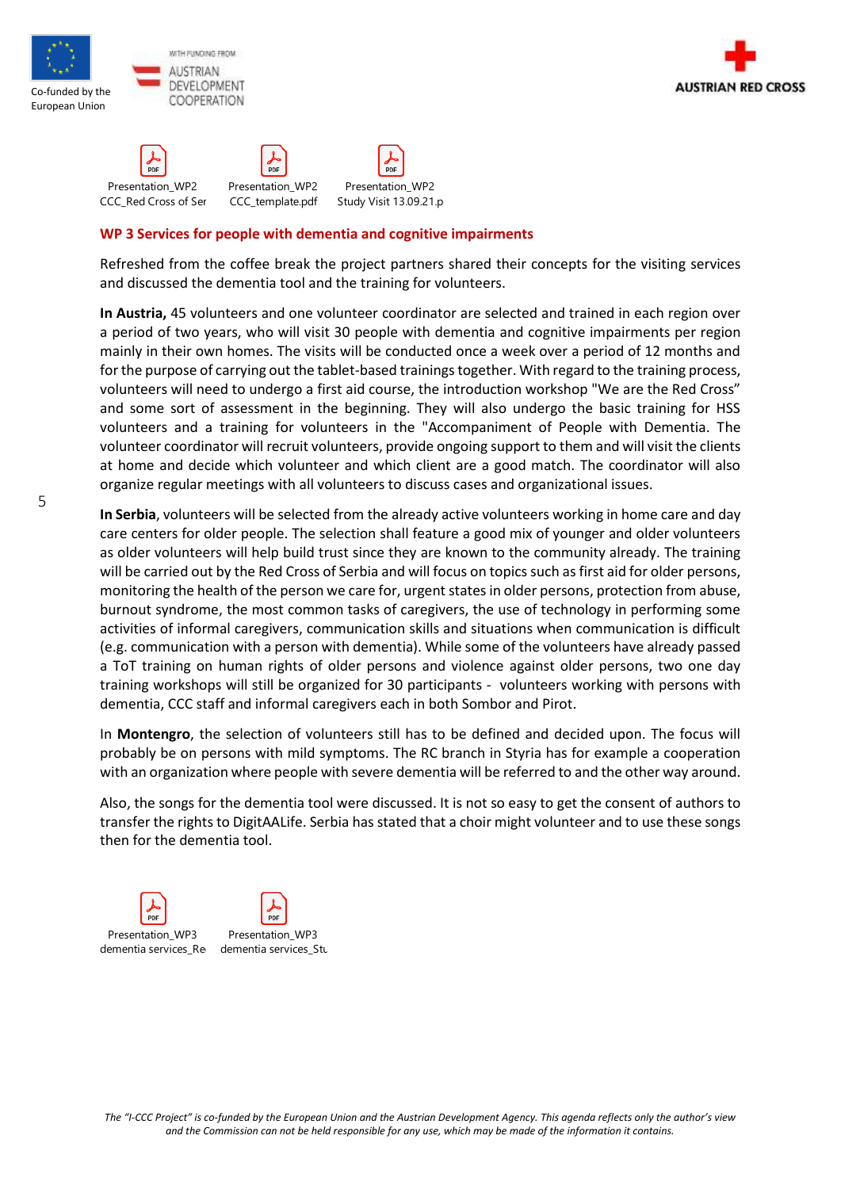Presentation_WP2 CCC_Red Cross of Ser

Presentation_WP2 CCC_template.pdf

Presentation_WP2 Study Visit 13.09.21.p

## WP 3 Services for people with dementia and cognitive impairments

Refreshed from the coffee break the project partners shared their concepts for the visiting services and discussed the dementia tool and the training for volunteers.

**In Austria,** 45 volunteers and one volunteer coordinator are selected and trained in each region over a period of two years, who will visit 30 people with dementia and cognitive impairments per region mainly in their own homes. The visits will be conducted once a week over a period of 12 months and for the purpose of carrying out the tablet-based trainings together. With regard to the training process, volunteers will need to undergo a first aid course, the introduction workshop "We are the Red Cross" and some sort of assessment in the beginning. They will also undergo the basic training for HSS volunteers and a training for volunteers in the "Accompaniment of People with Dementia. The volunteer coordinator will recruit volunteers, provide ongoing support to them and will visit the clients at home and decide which volunteer and which client are a good match. The coordinator will also organize regular meetings with all volunteers to discuss cases and organizational issues.

**In Serbia**, volunteers will be selected from the already active volunteers working in home care and day care centers for older people. The selection shall feature a good mix of younger and older volunteers as older volunteers will help build trust since they are known to the community already. The training will be carried out by the Red Cross of Serbia and will focus on topics such as first aid for older persons, monitoring the health of the person we care for, urgent states in older persons, protection from abuse, burnout syndrome, the most common tasks of caregivers, the use of technology in performing some activities of informal caregivers, communication skills and situations when communication is difficult (e.g. communication with a person with dementia). While some of the volunteers have already passed a ToT training on human rights of older persons and violence against older persons, two one day training workshops will still be organized for 30 participants - volunteers working with persons with dementia, CCC staff and informal caregivers each in both Sombor and Pirot.

In **Montengro**, the selection of volunteers still has to be defined and decided upon. The focus will probably be on persons with mild symptoms. The RC branch in Styria has for example a cooperation with an organization where people with severe dementia will be referred to and the other way around.

Also, the songs for the dementia tool were discussed. It is not so easy to get the consent of authors to transfer the rights to DigitAALife. Serbia has stated that a choir might volunteer and to use these songs then for the dementia tool.

Presentation_WP3 dementia services_Re

Presentation_WP3 dementia services_Stu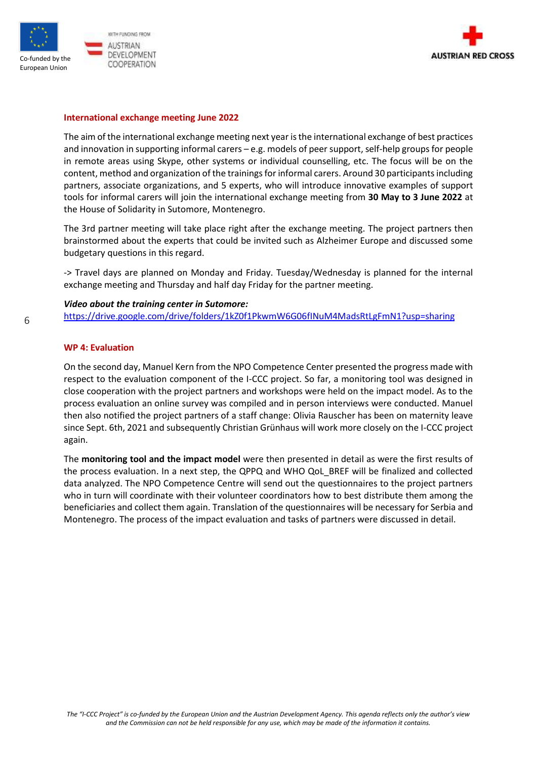## International exchange meeting June 2022

The aim of the international exchange meeting next year is the international exchange of best practices and innovation in supporting informal carers – e.g. models of peer support, self-help groups for people in remote areas using Skype, other systems or individual counselling, etc. The focus will be on the content, method and organization of the trainings for informal carers. Around 30 participants including partners, associate organizations, and 5 experts, who will introduce innovative examples of support tools for informal carers will join the international exchange meeting from **30 May to 3 June 2022** at the House of Solidarity in Sutomore, Montenegro.

The 3rd partner meeting will take place right after the exchange meeting. The project partners then brainstormed about the experts that could be invited such as Alzheimer Europe and discussed some budgetary questions in this regard.

-> Travel days are planned on Monday and Friday. Tuesday/Wednesday is planned for the internal exchange meeting and Thursday and half day Friday for the partner meeting.

***Video about the training center in Sutomore:***
https://drive.google.com/drive/folders/1kZ0f1PkwmW6G06fINuM4MadsRtLgFmN1?usp=sharing

## WP 4: Evaluation

On the second day, Manuel Kern from the NPO Competence Center presented the progress made with respect to the evaluation component of the I-CCC project. So far, a monitoring tool was designed in close cooperation with the project partners and workshops were held on the impact model. As to the process evaluation an online survey was compiled and in person interviews were conducted. Manuel then also notified the project partners of a staff change: Olivia Rauscher has been on maternity leave since Sept. 6th, 2021 and subsequently Christian Grünhaus will work more closely on the I-CCC project again.

The **monitoring tool and the impact model** were then presented in detail as were the first results of the process evaluation. In a next step, the QPPQ and WHO QoL_BREF will be finalized and collected data analyzed. The NPO Competence Centre will send out the questionnaires to the project partners who in turn will coordinate with their volunteer coordinators how to best distribute them among the beneficiaries and collect them again. Translation of the questionnaires will be necessary for Serbia and Montenegro. The process of the impact evaluation and tasks of partners were discussed in detail.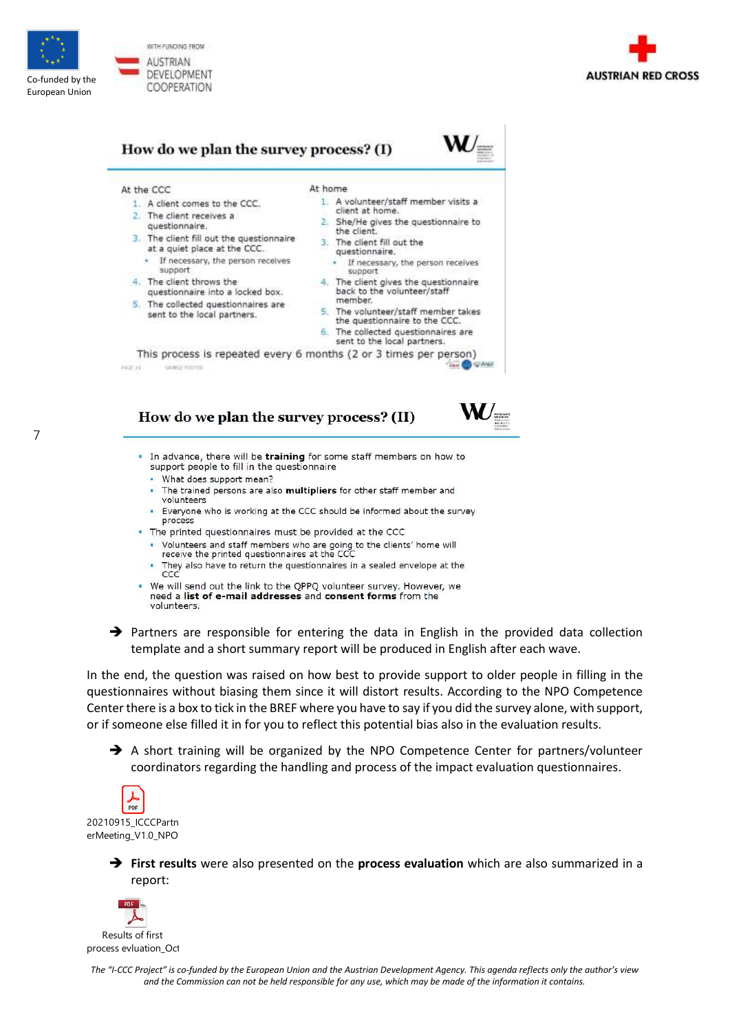## How do we plan the survey process? (I)

At the CCC

1. A client comes to the CCC.
2. The client receives a questionnaire.
3. The client fill out the questionnaire at a quiet place at the CCC.
   - If necessary, the person receives support
4. The client throws the questionnaire into a locked box.
5. The collected questionnaires are sent to the local partners.

At home

1. A volunteer/staff member visits a client at home.
2. She/He gives the questionnaire to the client.
3. The client fill out the questionnaire.
   - If necessary, the person receives support
4. The client gives the questionnaire back to the volunteer/staff member.
5. The volunteer/staff member takes the questionnaire to the CCC.
6. The collected questionnaires are sent to the local partners.

This process is repeated every 6 months (2 or 3 times per person)

## How do we plan the survey process? (II)

- In advance, there will be **training** for some staff members on how to support people to fill in the questionnaire
  - What does support mean?
  - The trained persons are also **multipliers** for other staff member and volunteers
  - Everyone who is working at the CCC should be informed about the survey process
- The printed questionnaires must be provided at the CCC
  - Volunteers and staff members who are going to the clients' home will receive the printed questionnaires at the CCC
  - They also have to return the questionnaires in a sealed envelope at the CCC
- We will send out the link to the QPPQ volunteer survey. However, we need a **list of e-mail addresses** and **consent forms** from the volunteers.

➔ Partners are responsible for entering the data in English in the provided data collection template and a short summary report will be produced in English after each wave.

In the end, the question was raised on how best to provide support to older people in filling in the questionnaires without biasing them since it will distort results. According to the NPO Competence Center there is a box to tick in the BREF where you have to say if you did the survey alone, with support, or if someone else filled it in for you to reflect this potential bias also in the evaluation results.

➔ A short training will be organized by the NPO Competence Center for partners/volunteer coordinators regarding the handling and process of the impact evaluation questionnaires.

20210915_ICCCPartnerMeeting_V1.0_NPO

➔ **First results** were also presented on the **process evaluation** which are also summarized in a report:

Results of first process evluation_Oct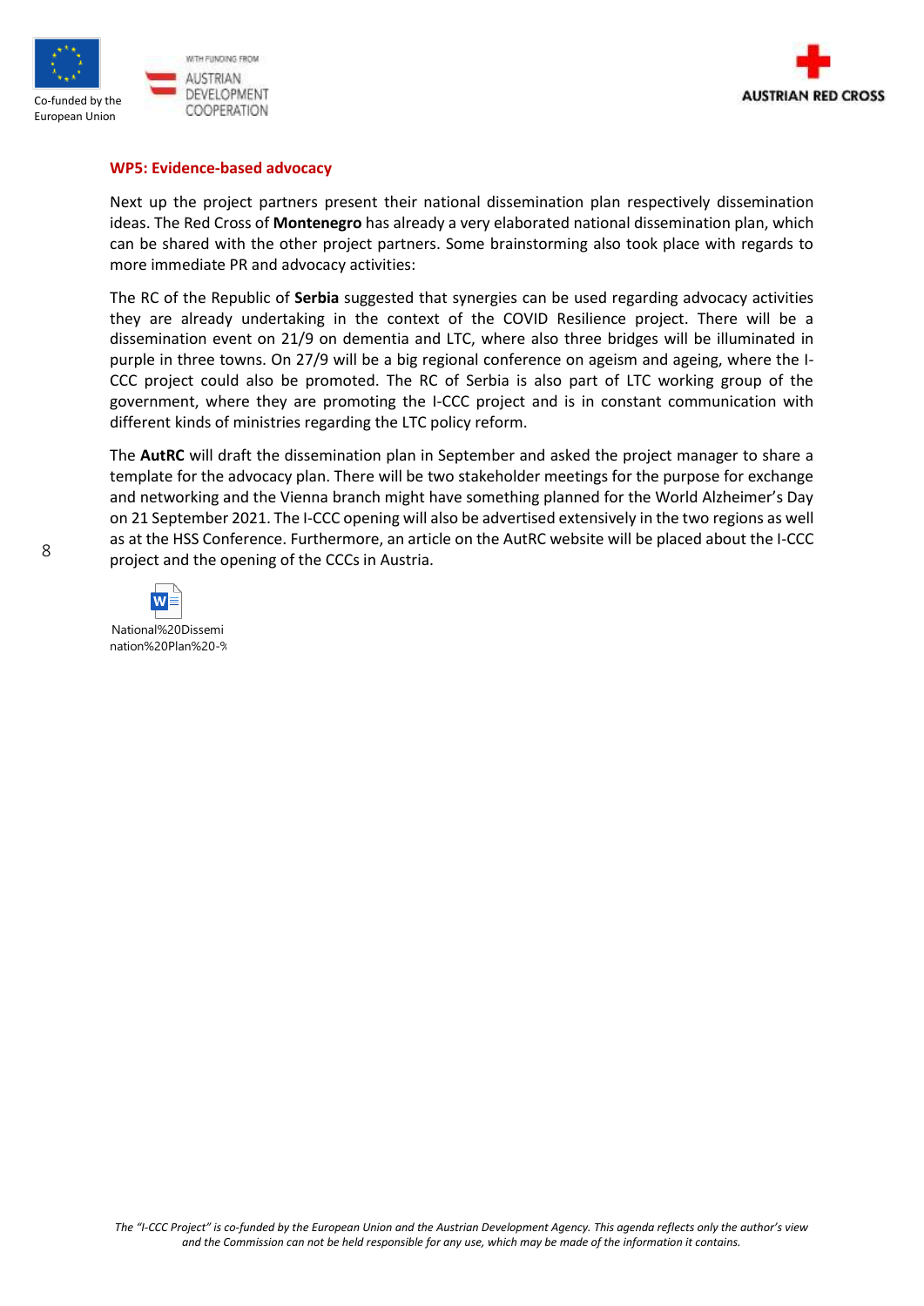## WP5: Evidence-based advocacy

Next up the project partners present their national dissemination plan respectively dissemination ideas. The Red Cross of **Montenegro** has already a very elaborated national dissemination plan, which can be shared with the other project partners. Some brainstorming also took place with regards to more immediate PR and advocacy activities:

The RC of the Republic of **Serbia** suggested that synergies can be used regarding advocacy activities they are already undertaking in the context of the COVID Resilience project. There will be a dissemination event on 21/9 on dementia and LTC, where also three bridges will be illuminated in purple in three towns. On 27/9 will be a big regional conference on ageism and ageing, where the I-CCC project could also be promoted. The RC of Serbia is also part of LTC working group of the government, where they are promoting the I-CCC project and is in constant communication with different kinds of ministries regarding the LTC policy reform.

The **AutRC** will draft the dissemination plan in September and asked the project manager to share a template for the advocacy plan. There will be two stakeholder meetings for the purpose for exchange and networking and the Vienna branch might have something planned for the World Alzheimer's Day on 21 September 2021. The I-CCC opening will also be advertised extensively in the two regions as well as at the HSS Conference. Furthermore, an article on the AutRC website will be placed about the I-CCC project and the opening of the CCCs in Austria.

National%20Dissemination%20Plan%20-%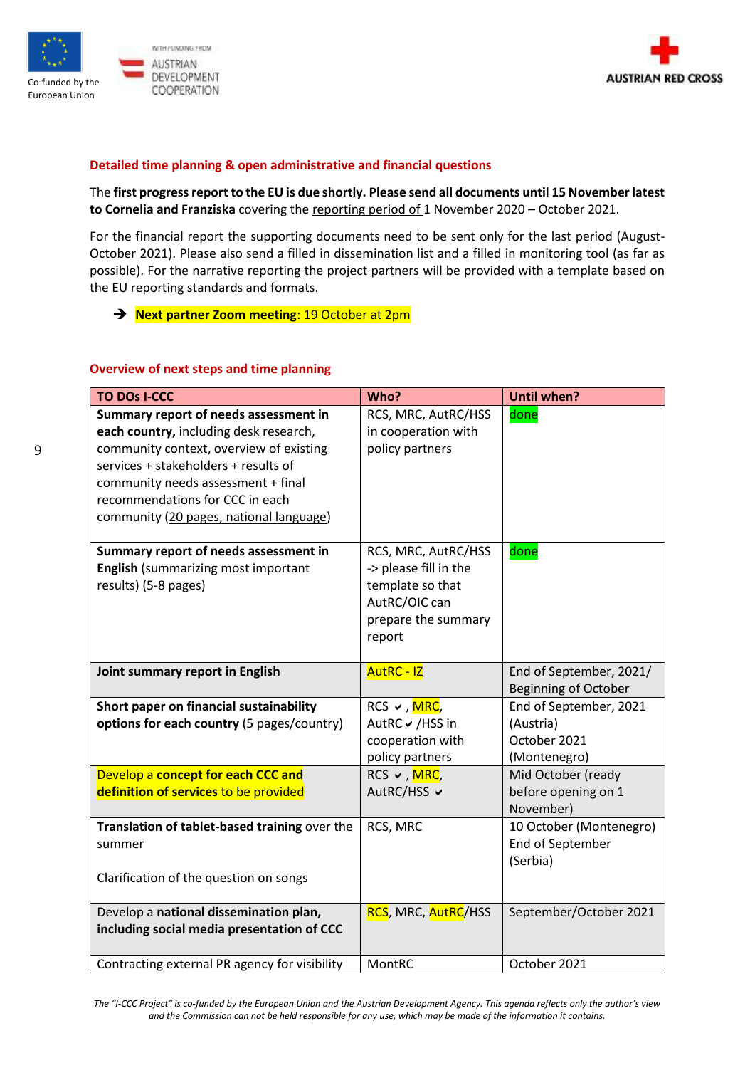**Detailed time planning & open administrative and financial questions**

The **first progress report to the EU is due shortly. Please send all documents until 15 November latest to Cornelia and Franziska** covering the reporting period of 1 November 2020 – October 2021.

For the financial report the supporting documents need to be sent only for the last period (August-October 2021). Please also send a filled in dissemination list and a filled in monitoring tool (as far as possible). For the narrative reporting the project partners will be provided with a template based on the EU reporting standards and formats.

➔ **Next partner Zoom meeting**: 19 October at 2pm

**Overview of next steps and time planning**

| TO DOs I-CCC | Who? | Until when? |
|---|---|---|
| **Summary report of needs assessment in each country,** including desk research, community context, overview of existing services + stakeholders + results of community needs assessment + final recommendations for CCC in each community (20 pages, national language) | RCS, MRC, AutRC/HSS in cooperation with policy partners | done |
| **Summary report of needs assessment in English** (summarizing most important results) (5-8 pages) | RCS, MRC, AutRC/HSS -> please fill in the template so that AutRC/OIC can prepare the summary report | done |
| **Joint summary report in English** | AutRC - IZ | End of September, 2021/ Beginning of October |
| **Short paper on financial sustainability options for each country** (5 pages/country) | RCS ✔, MRC, AutRC ✔ /HSS in cooperation with policy partners | End of September, 2021 (Austria) October 2021 (Montenegro) |
| Develop a **concept for each CCC and definition of services** to be provided | RCS ✔, MRC, AutRC/HSS ✔ | Mid October (ready before opening on 1 November) |
| **Translation of tablet-based training** over the summer<br><br>Clarification of the question on songs | RCS, MRC | 10 October (Montenegro) End of September (Serbia) |
| Develop a **national dissemination plan, including social media presentation of CCC** | RCS, MRC, AutRC/HSS | September/October 2021 |
| Contracting external PR agency for visibility | MontRC | October 2021 |

*The "I-CCC Project" is co-funded by the European Union and the Austrian Development Agency. This agenda reflects only the author's view and the Commission can not be held responsible for any use, which may be made of the information it contains.*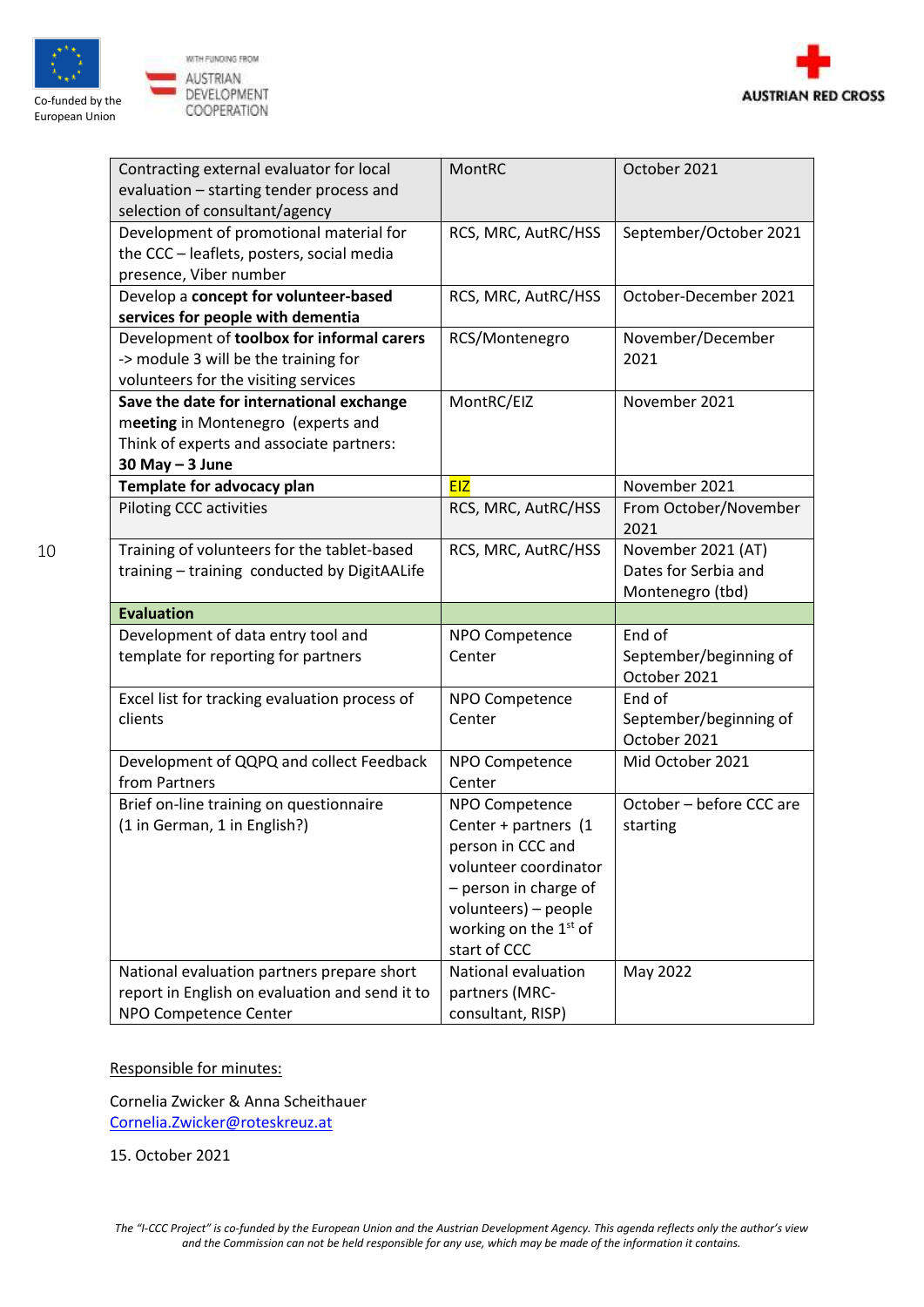| | | |
|---|---|---|
| Contracting external evaluator for local evaluation – starting tender process and selection of consultant/agency | MontRC | October 2021 |
| Development of promotional material for the CCC – leaflets, posters, social media presence, Viber number | RCS, MRC, AutRC/HSS | September/October 2021 |
| Develop a **concept for volunteer-based services for people with dementia** | RCS, MRC, AutRC/HSS | October-December 2021 |
| Development of **toolbox for informal carers** -> module 3 will be the training for volunteers for the visiting services | RCS/Montenegro | November/December 2021 |
| **Save the date for international exchange meeting** in Montenegro (experts and associate partners: Think of experts and associate partners: **30 May – 3 June** | MontRC/EIZ | November 2021 |
| **Template for advocacy plan** | EIZ | November 2021 |
| Piloting CCC activities | RCS, MRC, AutRC/HSS | From October/November 2021 |
| Training of volunteers for the tablet-based training – training conducted by DigitAALife | RCS, MRC, AutRC/HSS | November 2021 (AT) Dates for Serbia and Montenegro (tbd) |
| **Evaluation** | | |
| Development of data entry tool and template for reporting for partners | NPO Competence Center | End of September/beginning of October 2021 |
| Excel list for tracking evaluation process of clients | NPO Competence Center | End of September/beginning of October 2021 |
| Development of QQPQ and collect Feedback from Partners | NPO Competence Center | Mid October 2021 |
| Brief on-line training on questionnaire (1 in German, 1 in English?) | NPO Competence Center + partners (1 person in CCC and volunteer coordinator – person in charge of volunteers) – people working on the 1st of start of CCC | October – before CCC are starting |
| National evaluation partners prepare short report in English on evaluation and send it to NPO Competence Center | National evaluation partners (MRC-consultant, RISP) | May 2022 |

Responsible for minutes:

Cornelia Zwicker & Anna Scheithauer
Cornelia.Zwicker@roteskreuz.at

15. October 2021